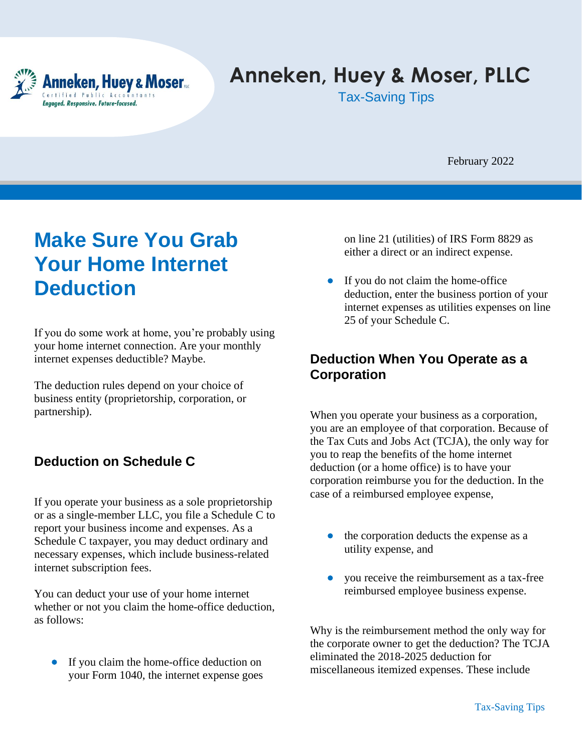# Anneken, Huey & Moser, PLLC

Tax-Saving Tips

February 2022

## Make Sure You Grab Your Home Internet Deduction

If you do some work at home, you're probably using your home internet connection. Are your monthly internet expenses deductible? Maybe.

The deduction rules depend on your choice of business entity (proprietorship, corporation, or partnership).

### Deduction on Schedule C

If you operate your business as a sole proprietorship or as a single-member LLC, you file a Schedule C to report your business income and expenses. As a Schedule C taxpayer, you may deduct ordinary and necessary expenses, which include business-related internet subscription fees.

You can deduct your use of your home internet whether or not you claim the home-office deduction, as follows:

- If you claim the home-office deduction on your Form 1040, the internet expense goes on line 21 (utilities) of IRS Form 8829 as either a direct or an indirect expense.
- If you do not claim the home-office deduction, enter the business portion of your internet expenses as utilities expenses on line 25 of your Schedule C.

### Deduction When You Operate as a Corporation

When you operate your business as a corporation, you are an employee of that corporation. Because of the Tax Cuts and Jobs Act (TCJA), the only way for you to reap the benefits of the home internet deduction (or a home office) is to have your corporation reimburse you for the deduction. In the case of a reimbursed employee expense,

- the corporation deducts the expense as a utility expense, and
- you receive the reimbursement as a tax-free reimbursed employee business expense.

Why is the reimbursement method the only way for the corporate owner to get the deduction? The TCJA eliminated the 2018-2025 deduction for miscellaneous itemized expenses. These include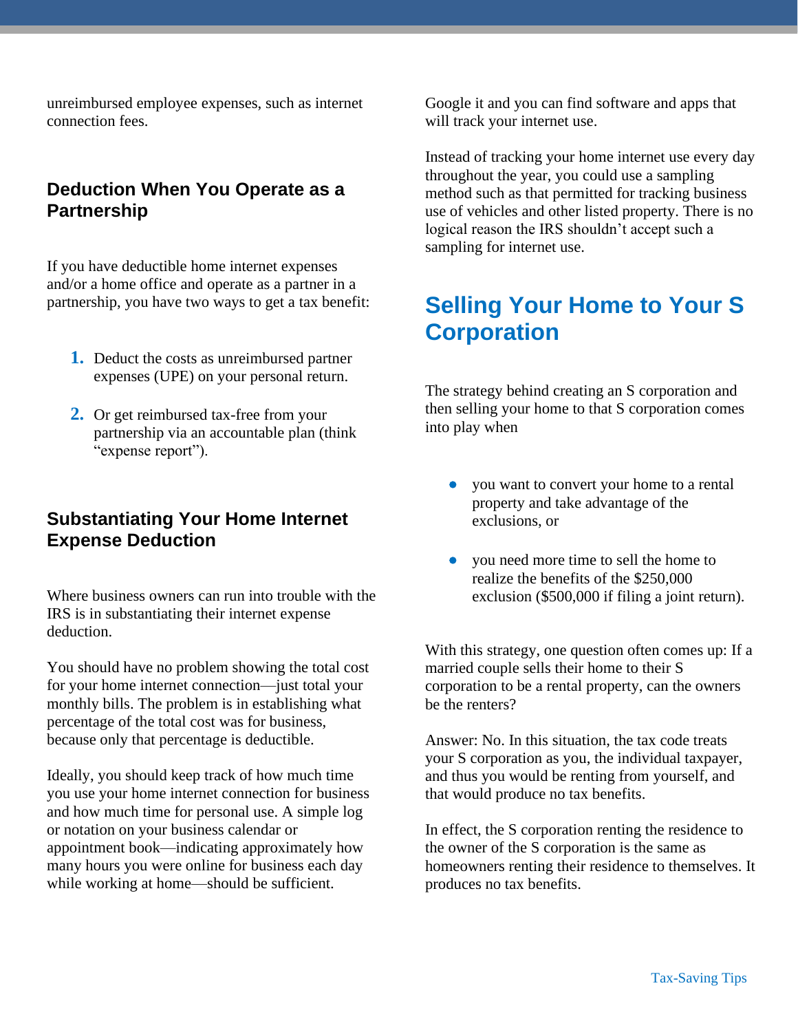unreimbursed employee expenses, such as internet connection fees.

### Deduction When You Operate as a Partnership

If you have deductible home internet expenses and/or a home office and operate as a partner in a partnership, you have two ways to get a tax benefit:

1. Deduct the costs as unreimbursed partner expenses (UPE) on your personal return.
2. Or get reimbursed tax-free from your partnership via an accountable plan (think "expense report").

### Substantiating Your Home Internet Expense Deduction

Where business owners can run into trouble with the IRS is in substantiating their internet expense deduction.

You should have no problem showing the total cost for your home internet connection—just total your monthly bills. The problem is in establishing what percentage of the total cost was for business, because only that percentage is deductible.

Ideally, you should keep track of how much time you use your home internet connection for business and how much time for personal use. A simple log or notation on your business calendar or appointment book—indicating approximately how many hours you were online for business each day while working at home—should be sufficient.

Google it and you can find software and apps that will track your internet use.

Instead of tracking your home internet use every day throughout the year, you could use a sampling method such as that permitted for tracking business use of vehicles and other listed property. There is no logical reason the IRS shouldn't accept such a sampling for internet use.

## Selling Your Home to Your S Corporation

The strategy behind creating an S corporation and then selling your home to that S corporation comes into play when

- you want to convert your home to a rental property and take advantage of the exclusions, or
- you need more time to sell the home to realize the benefits of the $250,000 exclusion ($500,000 if filing a joint return).

With this strategy, one question often comes up: If a married couple sells their home to their S corporation to be a rental property, can the owners be the renters?

Answer: No. In this situation, the tax code treats your S corporation as you, the individual taxpayer, and thus you would be renting from yourself, and that would produce no tax benefits.

In effect, the S corporation renting the residence to the owner of the S corporation is the same as homeowners renting their residence to themselves. It produces no tax benefits.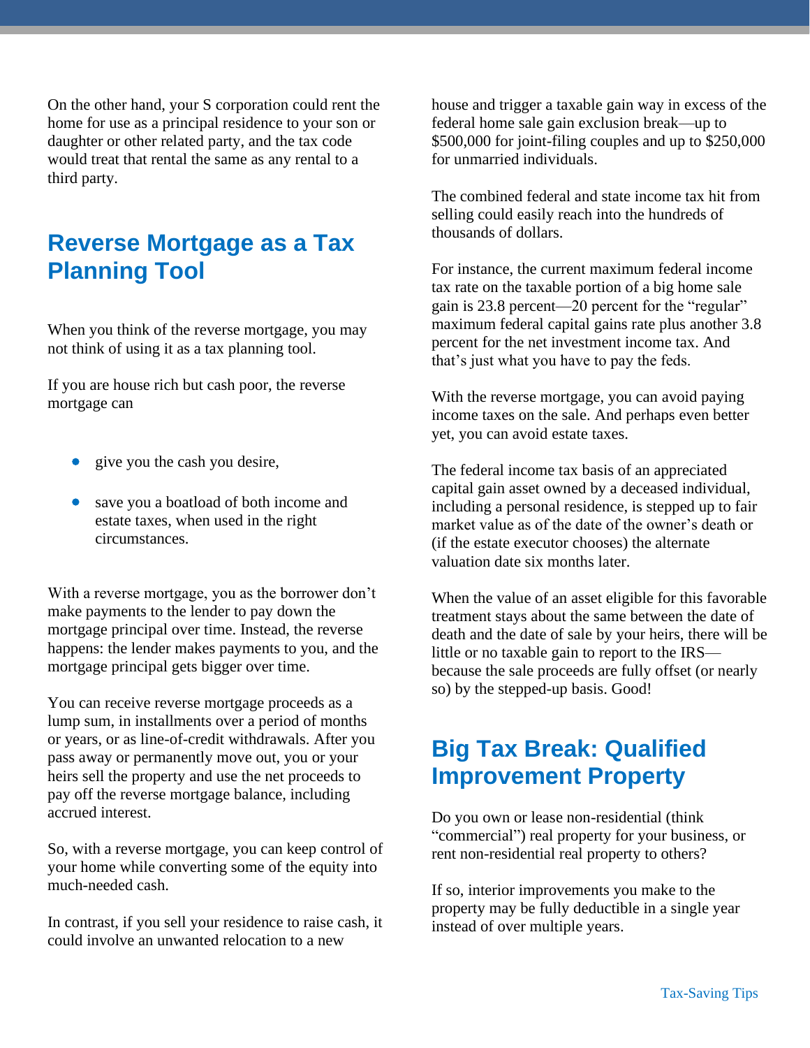On the other hand, your S corporation could rent the home for use as a principal residence to your son or daughter or other related party, and the tax code would treat that rental the same as any rental to a third party.

## Reverse Mortgage as a Tax Planning Tool

When you think of the reverse mortgage, you may not think of using it as a tax planning tool.

If you are house rich but cash poor, the reverse mortgage can

- give you the cash you desire,
- save you a boatload of both income and estate taxes, when used in the right circumstances.

With a reverse mortgage, you as the borrower don't make payments to the lender to pay down the mortgage principal over time. Instead, the reverse happens: the lender makes payments to you, and the mortgage principal gets bigger over time.

You can receive reverse mortgage proceeds as a lump sum, in installments over a period of months or years, or as line-of-credit withdrawals. After you pass away or permanently move out, you or your heirs sell the property and use the net proceeds to pay off the reverse mortgage balance, including accrued interest.

So, with a reverse mortgage, you can keep control of your home while converting some of the equity into much-needed cash.

In contrast, if you sell your residence to raise cash, it could involve an unwanted relocation to a new house and trigger a taxable gain way in excess of the federal home sale gain exclusion break—up to $500,000 for joint-filing couples and up to $250,000 for unmarried individuals.

The combined federal and state income tax hit from selling could easily reach into the hundreds of thousands of dollars.

For instance, the current maximum federal income tax rate on the taxable portion of a big home sale gain is 23.8 percent—20 percent for the "regular" maximum federal capital gains rate plus another 3.8 percent for the net investment income tax. And that's just what you have to pay the feds.

With the reverse mortgage, you can avoid paying income taxes on the sale. And perhaps even better yet, you can avoid estate taxes.

The federal income tax basis of an appreciated capital gain asset owned by a deceased individual, including a personal residence, is stepped up to fair market value as of the date of the owner's death or (if the estate executor chooses) the alternate valuation date six months later.

When the value of an asset eligible for this favorable treatment stays about the same between the date of death and the date of sale by your heirs, there will be little or no taxable gain to report to the IRS—because the sale proceeds are fully offset (or nearly so) by the stepped-up basis. Good!

## Big Tax Break: Qualified Improvement Property

Do you own or lease non-residential (think "commercial") real property for your business, or rent non-residential real property to others?

If so, interior improvements you make to the property may be fully deductible in a single year instead of over multiple years.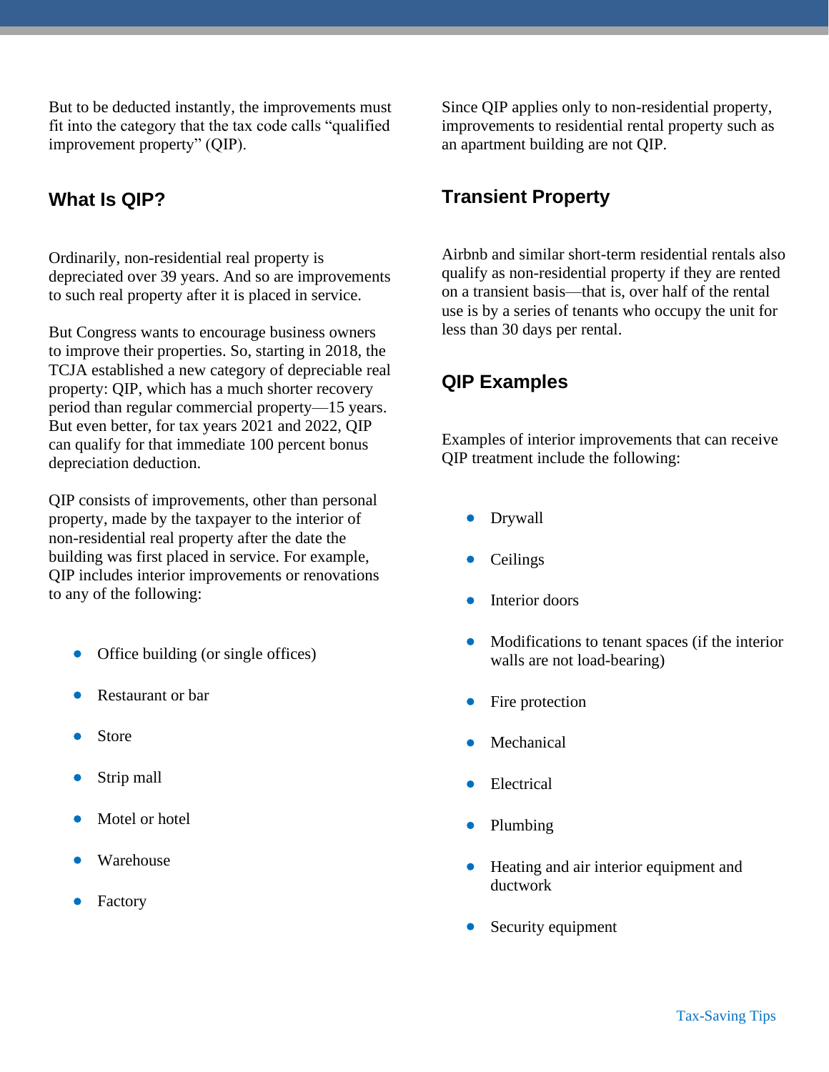But to be deducted instantly, the improvements must fit into the category that the tax code calls "qualified improvement property" (QIP).

## What Is QIP?

Ordinarily, non-residential real property is depreciated over 39 years. And so are improvements to such real property after it is placed in service.

But Congress wants to encourage business owners to improve their properties. So, starting in 2018, the TCJA established a new category of depreciable real property: QIP, which has a much shorter recovery period than regular commercial property—15 years. But even better, for tax years 2021 and 2022, QIP can qualify for that immediate 100 percent bonus depreciation deduction.

QIP consists of improvements, other than personal property, made by the taxpayer to the interior of non-residential real property after the date the building was first placed in service. For example, QIP includes interior improvements or renovations to any of the following:

- Office building (or single offices)
- Restaurant or bar
- Store
- Strip mall
- Motel or hotel
- Warehouse
- Factory

Since QIP applies only to non-residential property, improvements to residential rental property such as an apartment building are not QIP.

## Transient Property

Airbnb and similar short-term residential rentals also qualify as non-residential property if they are rented on a transient basis—that is, over half of the rental use is by a series of tenants who occupy the unit for less than 30 days per rental.

## QIP Examples

Examples of interior improvements that can receive QIP treatment include the following:

- Drywall
- Ceilings
- Interior doors
- Modifications to tenant spaces (if the interior walls are not load-bearing)
- Fire protection
- Mechanical
- Electrical
- Plumbing
- Heating and air interior equipment and ductwork
- Security equipment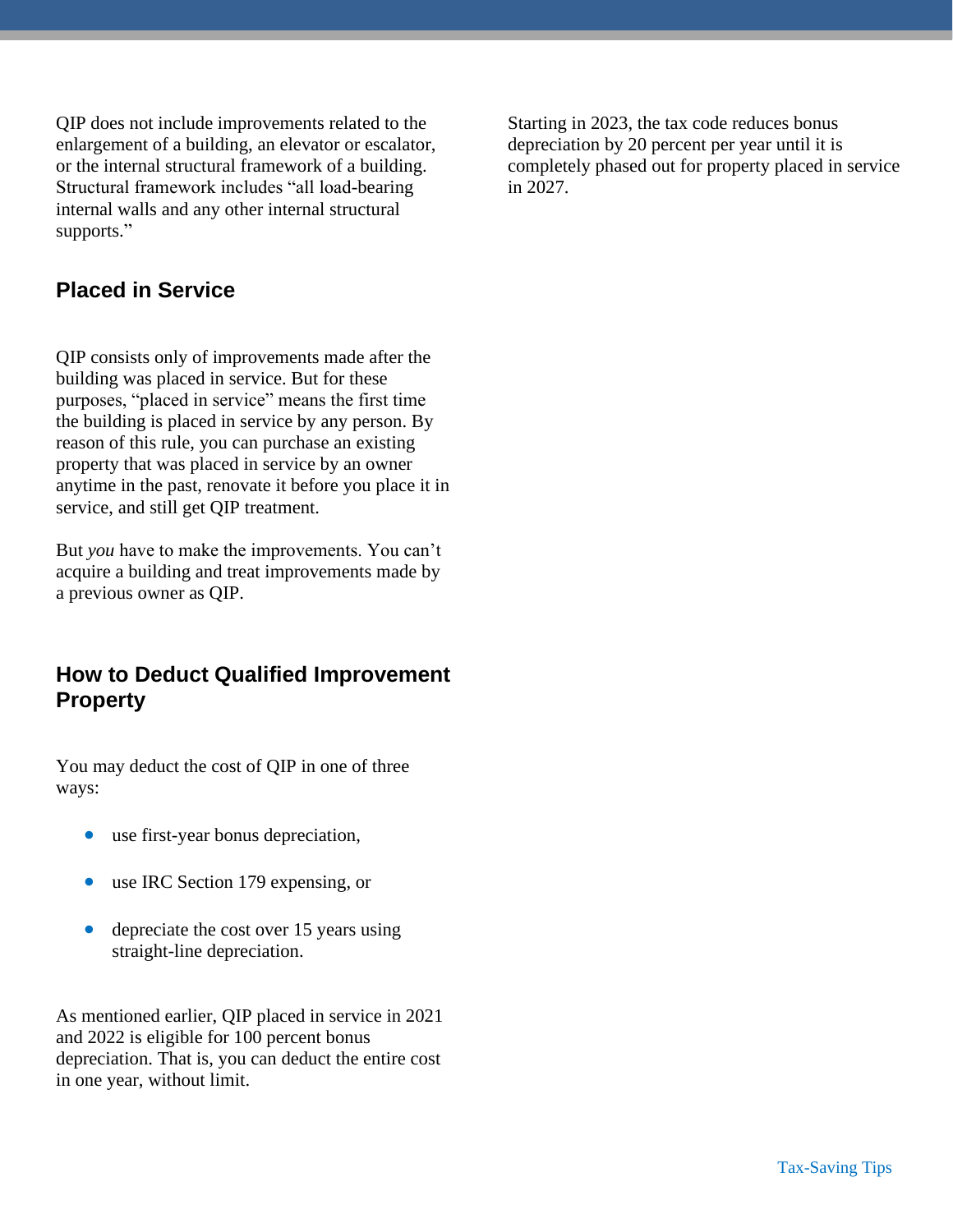QIP does not include improvements related to the enlargement of a building, an elevator or escalator, or the internal structural framework of a building. Structural framework includes "all load-bearing internal walls and any other internal structural supports."

## Placed in Service

QIP consists only of improvements made after the building was placed in service. But for these purposes, "placed in service" means the first time the building is placed in service by any person. By reason of this rule, you can purchase an existing property that was placed in service by an owner anytime in the past, renovate it before you place it in service, and still get QIP treatment.

But *you* have to make the improvements. You can't acquire a building and treat improvements made by a previous owner as QIP.

## How to Deduct Qualified Improvement Property

You may deduct the cost of QIP in one of three ways:

- use first-year bonus depreciation,
- use IRC Section 179 expensing, or
- depreciate the cost over 15 years using straight-line depreciation.

As mentioned earlier, QIP placed in service in 2021 and 2022 is eligible for 100 percent bonus depreciation. That is, you can deduct the entire cost in one year, without limit.

Starting in 2023, the tax code reduces bonus depreciation by 20 percent per year until it is completely phased out for property placed in service in 2027.